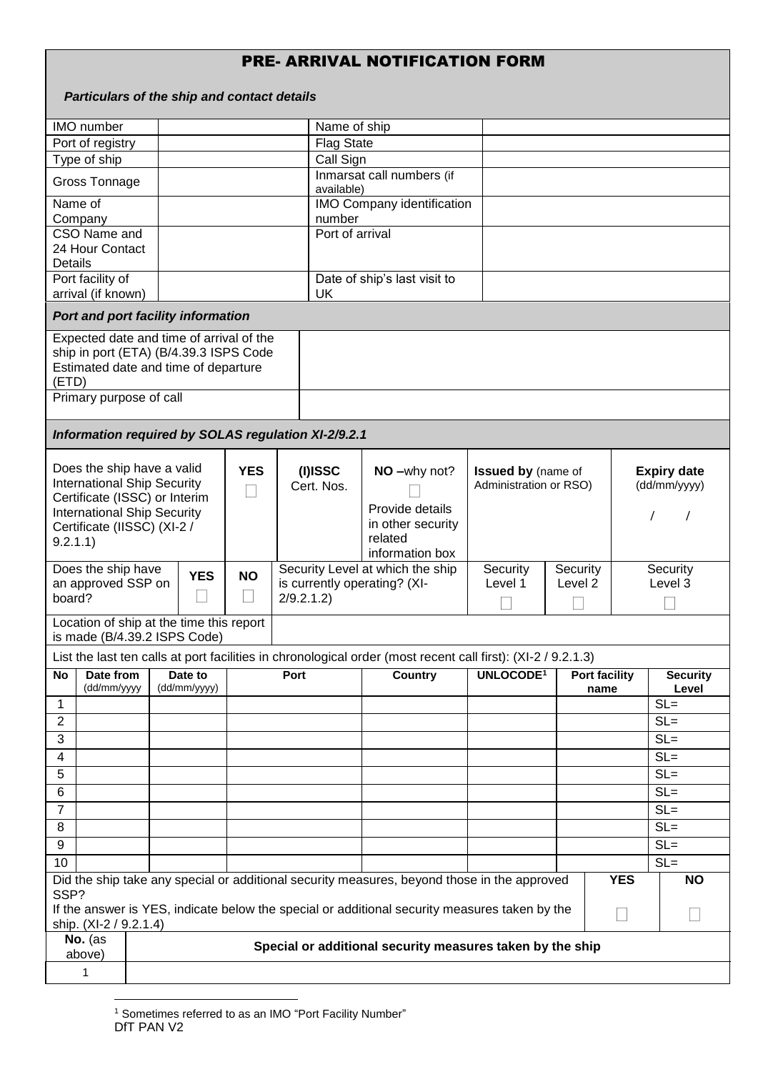# PRE- ARRIVAL NOTIFICATION FORM

***Particulars of the ship and contact details***

| | | | |
|---|---|---|---|
| IMO number | | Name of ship | |
| Port of registry | | Flag State | |
| Type of ship | | Call Sign | |
| Gross Tonnage | | Inmarsat call numbers (if available) | |
| Name of Company | | IMO Company identification number | |
| CSO Name and 24 Hour Contact Details | | Port of arrival | |
| Port facility of arrival (if known) | | Date of ship's last visit to UK | |

***Port and port facility information***

| | |
|---|---|
| Expected date and time of arrival of the ship in port (ETA) (B/4.39.3 ISPS Code Estimated date and time of departure (ETD) | |
| Primary purpose of call | |

***Information required by SOLAS regulation XI-2/9.2.1***

| | | | | | |
|---|---|---|---|---|---|
| Does the ship have a valid International Ship Security Certificate (ISSC) or Interim International Ship Security Certificate (IISSC) (XI-2 / 9.2.1.1) | **YES** ☐ | **(I)ISSC** Cert. Nos. | **NO** –why not? ☐ Provide details in other security related information box | **Issued by** (name of Administration or RSO) | **Expiry date** (dd/mm/yyyy) / / |

| | | | | | | |
|---|---|---|---|---|---|---|
| Does the ship have an approved SSP on board? | **YES** ☐ | **NO** ☐ | Security Level at which the ship is currently operating? (XI-2/9.2.1.2) | Security Level 1 ☐ | Security Level 2 ☐ | Security Level 3 ☐ |

| | |
|---|---|
| Location of ship at the time this report is made (B/4.39.2 ISPS Code) | |

List the last ten calls at port facilities in chronological order (most recent call first): (XI-2 / 9.2.1.3)

| No | Date from (dd/mm/yyyy | Date to (dd/mm/yyyy) | Port | Country | UNLOCODE[1] | Port facility name | Security Level |
|---|---|---|---|---|---|---|---|
| 1 | | | | | | | SL= |
| 2 | | | | | | | SL= |
| 3 | | | | | | | SL= |
| 4 | | | | | | | SL= |
| 5 | | | | | | | SL= |
| 6 | | | | | | | SL= |
| 7 | | | | | | | SL= |
| 8 | | | | | | | SL= |
| 9 | | | | | | | SL= |
| 10 | | | | | | | SL= |

| | | |
|---|---|---|
| Did the ship take any special or additional security measures, beyond those in the approved SSP? If the answer is YES, indicate below the special or additional security measures taken by the ship. (XI-2 / 9.2.1.4) | **YES** ☐ | **NO** ☐ |

| **No.** (as above) | **Special or additional security measures taken by the ship** |
|---|---|
| 1 | |

[1] Sometimes referred to as an IMO "Port Facility Number"

DfT PAN V2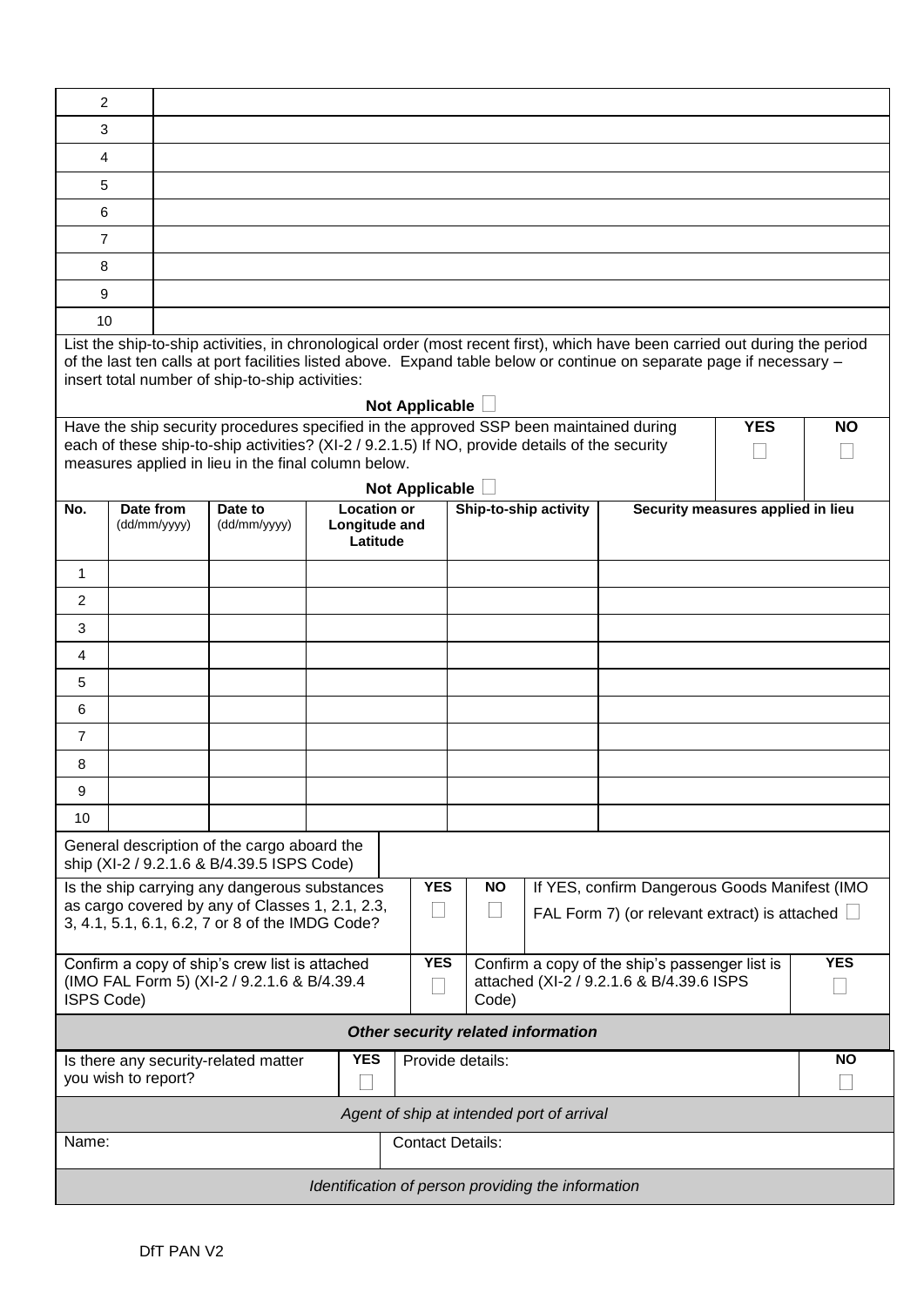| | |
|---|---|
| 2 | |
| 3 | |
| 4 | |
| 5 | |
| 6 | |
| 7 | |
| 8 | |
| 9 | |
| 10 | |

List the ship-to-ship activities, in chronological order (most recent first), which have been carried out during the period of the last ten calls at port facilities listed above. Expand table below or continue on separate page if necessary – insert total number of ship-to-ship activities:

**Not Applicable** ☐

| Have the ship security procedures specified in the approved SSP been maintained during each of these ship-to-ship activities? (XI-2 / 9.2.1.5) If NO, provide details of the security measures applied in lieu in the final column below. | **YES** ☐ | **NO** ☐ |
|---|---|---|

**Not Applicable** ☐

| No. | Date from (dd/mm/yyyy) | Date to (dd/mm/yyyy) | Location or Longitude and Latitude | Ship-to-ship activity | Security measures applied in lieu |
|---|---|---|---|---|---|
| 1 | | | | | |
| 2 | | | | | |
| 3 | | | | | |
| 4 | | | | | |
| 5 | | | | | |
| 6 | | | | | |
| 7 | | | | | |
| 8 | | | | | |
| 9 | | | | | |
| 10 | | | | | |

| General description of the cargo aboard the ship (XI-2 / 9.2.1.6 & B/4.39.5 ISPS Code) | |
|---|---|

| Is the ship carrying any dangerous substances as cargo covered by any of Classes 1, 2.1, 2.3, 3, 4.1, 5.1, 6.1, 6.2, 7 or 8 of the IMDG Code? | **YES** ☐ | **NO** ☐ | If YES, confirm Dangerous Goods Manifest (IMO FAL Form 7) (or relevant extract) is attached ☐ |
|---|---|---|---|

| Confirm a copy of ship's crew list is attached (IMO FAL Form 5) (XI-2 / 9.2.1.6 & B/4.39.4 ISPS Code) | **YES** ☐ | Confirm a copy of the ship's passenger list is attached (XI-2 / 9.2.1.6 & B/4.39.6 ISPS Code) | **YES** ☐ |
|---|---|---|---|

***Other security related information***

| Is there any security-related matter you wish to report? | **YES** ☐ | Provide details: | **NO** ☐ |
|---|---|---|---|

*Agent of ship at intended port of arrival*

| Name: | Contact Details: |
|---|---|

*Identification of person providing the information*

DfT PAN V2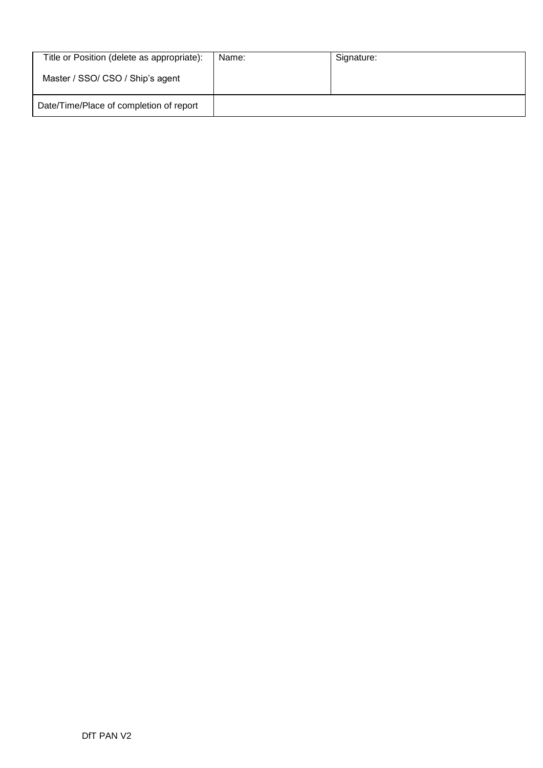| | | |
|---|---|---|
| Title or Position (delete as appropriate):<br><br>Master / SSO/ CSO / Ship's agent | Name: | Signature: |
| Date/Time/Place of completion of report | | |

DfT PAN V2